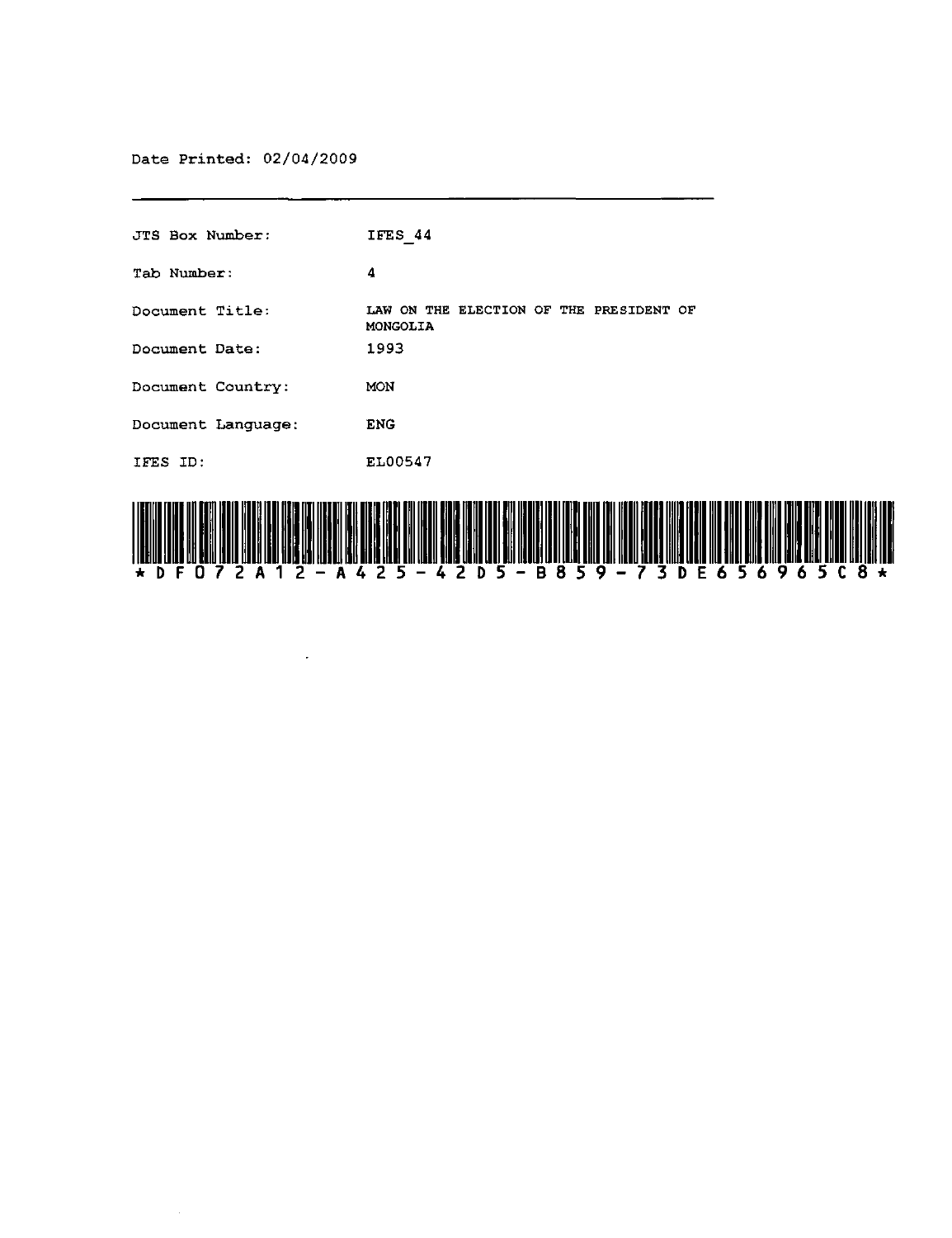Date Printed: 02/04/2009

---

| | |
|---|---|
| JTS Box Number: | IFES_44 |
| Tab Number: | 4 |
| Document Title: | LAW ON THE ELECTION OF THE PRESIDENT OF MONGOLIA |
| Document Date: | 1993 |
| Document Country: | MON |
| Document Language: | ENG |
| IFES ID: | EL00547 |

*DF072A12-A425-42D5-B859-73DE656965C8*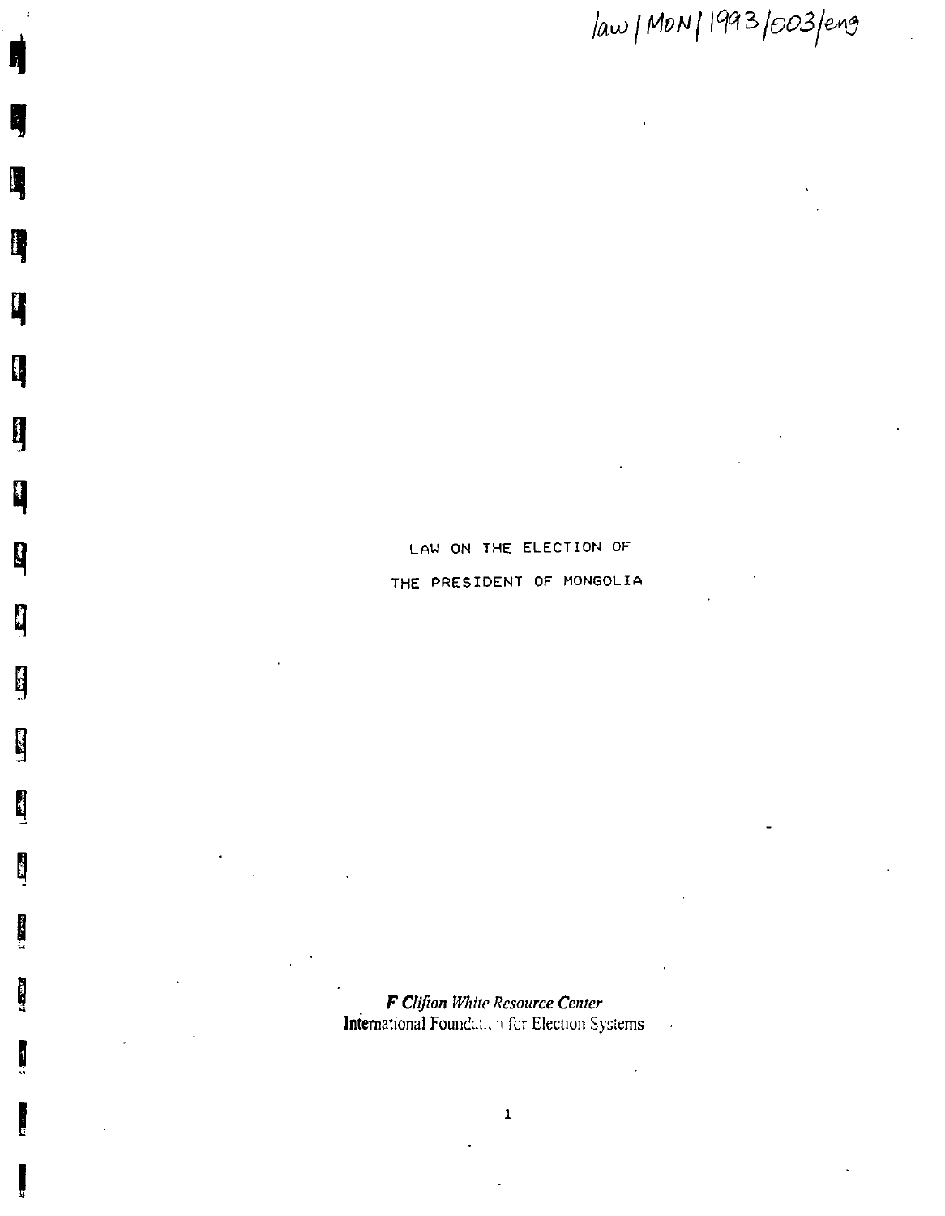law/MON/1993/003/eng

# LAW ON THE ELECTION OF THE PRESIDENT OF MONGOLIA

***F Clifton White Resource Center***
International Foundation for Election Systems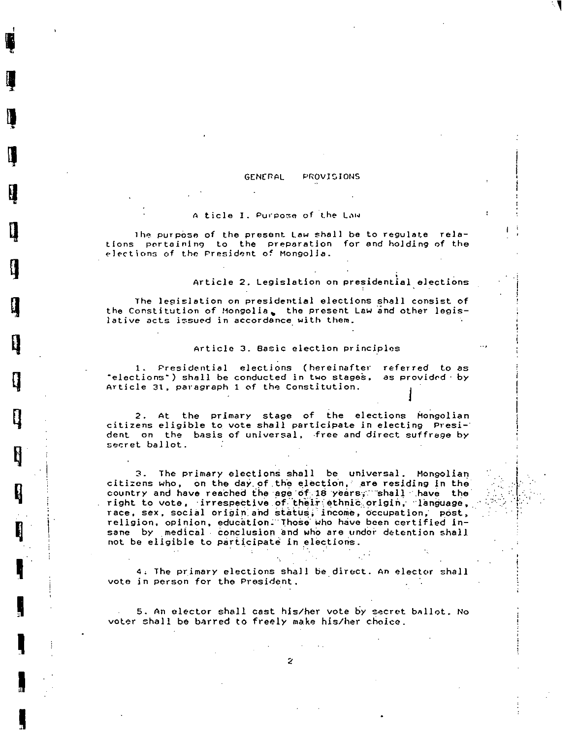## GENERAL PROVISIONS

### Article 1. Purpose of the Law

The purpose of the present Law shall be to regulate relations pertaining to the preparation for and holding of the elections of the President of Mongolia.

### Article 2. Legislation on presidential elections

The legislation on presidential elections shall consist of the Constitution of Mongolia, the present Law and other legislative acts issued in accordance with them.

### Article 3. Basic election principles

1. Presidential elections (hereinafter referred to as "elections") shall be conducted in two stages, as provided by Article 31, paragraph 1 of the Constitution.

2. At the primary stage of the elections Mongolian citizens eligible to vote shall participate in electing President on the basis of universal, free and direct suffrage by secret ballot.

3. The primary elections shall be universal. Mongolian citizens who, on the day of the election, are residing in the country and have reached the age of 18 years, shall have the right to vote, irrespective of their ethnic origin, language, race, sex, social origin and status, income, occupation, post, religion, opinion, education. Those who have been certified insane by medical conclusion and who are under detention shall not be eligible to participate in elections.

4. The primary elections shall be direct. An elector shall vote in person for the President.

5. An elector shall cast his/her vote by secret ballot. No voter shall be barred to freely make his/her choice.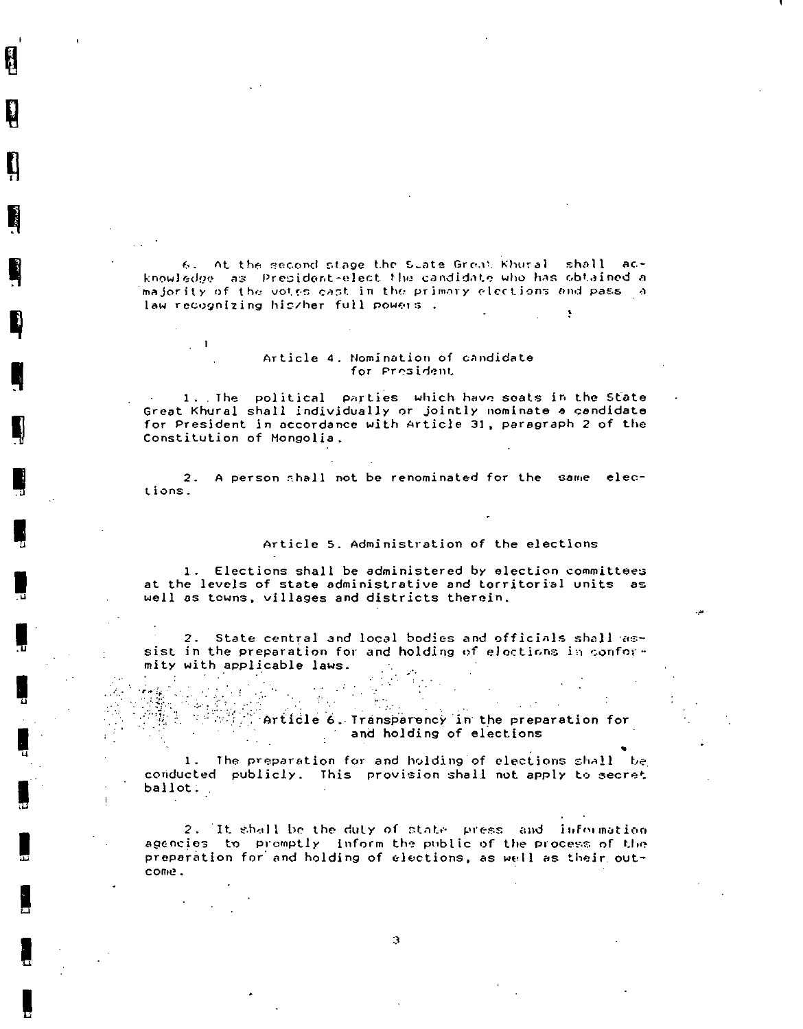6. At the second stage the State Great Khural shall acknowledge as President-elect the candidate who has obtained a majority of the votes cast in the primary elections and pass a law recognizing his/her full powers.

## Article 4. Nomination of candidate for President

1. The political parties which have seats in the State Great Khural shall individually or jointly nominate a candidate for President in accordance with Article 31, paragraph 2 of the Constitution of Mongolia.

2. A person shall not be renominated for the same elections.

## Article 5. Administration of the elections

1. Elections shall be administered by election committees at the levels of state administrative and territorial units as well as towns, villages and districts therein.

2. State central and local bodies and officials shall assist in the preparation for and holding of elections in conformity with applicable laws.

## Article 6. Transparency in the preparation for and holding of elections

1. The preparation for and holding of elections shall be conducted publicly. This provision shall not apply to secret ballot.

2. It shall be the duty of state press and information agencies to promptly inform the public of the process of the preparation for and holding of elections, as well as their outcome.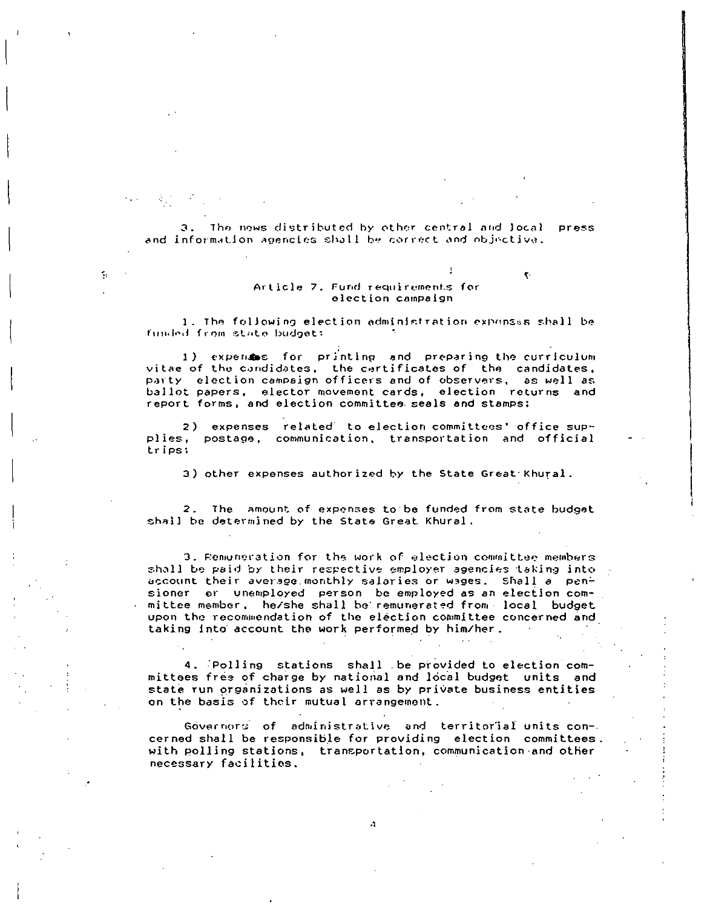3. The news distributed by other central and local press and information agencies shall be correct and objective.

### Article 7. Fund requirements for election campaign

1. The following election administration expenses shall be funded from state budget:

1) expenses for printing and preparing the curriculum vitae of the candidates, the certificates of the candidates, party election campaign officers and of observers, as well as ballot papers, elector movement cards, election returns and report forms, and election committee seals and stamps;

2) expenses related to election committees' office supplies, postage, communication, transportation and official trips;

3) other expenses authorized by the State Great Khural.

2. The amount of expenses to be funded from state budget shall be determined by the State Great Khural.

3. Remuneration for the work of election committee members shall be paid by their respective employer agencies taking into account their average monthly salaries or wages. Shall a pensioner or unemployed person be employed as an election committee member, he/she shall be remunerated from local budget upon the recommendation of the election committee concerned and taking into account the work performed by him/her.

4. Polling stations shall be provided to election committees free of charge by national and local budget units and state run organizations as well as by private business entities on the basis of their mutual arrangement.

Governors of administrative and territorial units concerned shall be responsible for providing election committees with polling stations, transportation, communication and other necessary facilities.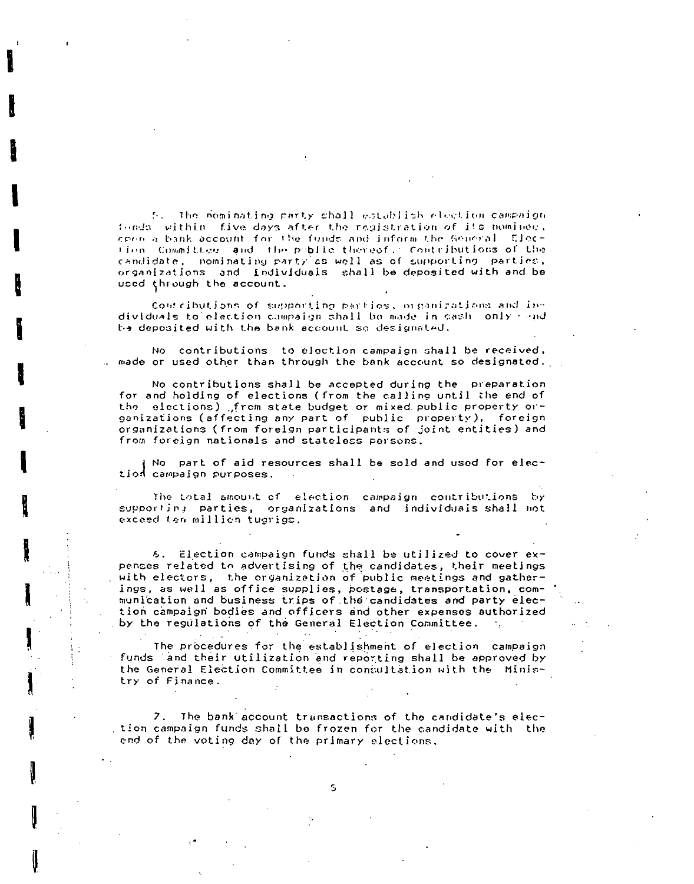5. The nominating party shall establish election campaign funds within five days after the registration of its nominee, open a bank account for the funds and inform the General Election Committee and the public thereof. Contributions of the candidate, nominating party as well as of supporting parties, organizations and individuals shall be deposited with and be used through the account.

Contributions of supporting parties, organizations and individuals to election campaign shall be made in cash only and be deposited with the bank account so designated.

No contributions to election campaign shall be received, made or used other than through the bank account so designated.

No contributions shall be accepted during the preparation for and holding of elections (from the calling until the end of the elections) from state budget or mixed public property organizations (affecting any part of public property), foreign organizations (from foreign participants of joint entities) and from foreign nationals and stateless persons.

No part of aid resources shall be sold and used for election campaign purposes.

The total amount of election campaign contributions by supporting parties, organizations and individuals shall not exceed ten million tugrigs.

6. Election campaign funds shall be utilized to cover expenses related to advertising of the candidates, their meetings with electors, the organization of public meetings and gatherings, as well as office supplies, postage, transportation, communication and business trips of the candidates and party election campaign bodies and officers and other expenses authorized by the regulations of the General Election Committee.

The procedures for the establishment of election campaign funds and their utilization and reporting shall be approved by the General Election Committee in consultation with the Ministry of Finance.

7. The bank account transactions of the candidate's election campaign funds shall be frozen for the candidate with the end of the voting day of the primary elections.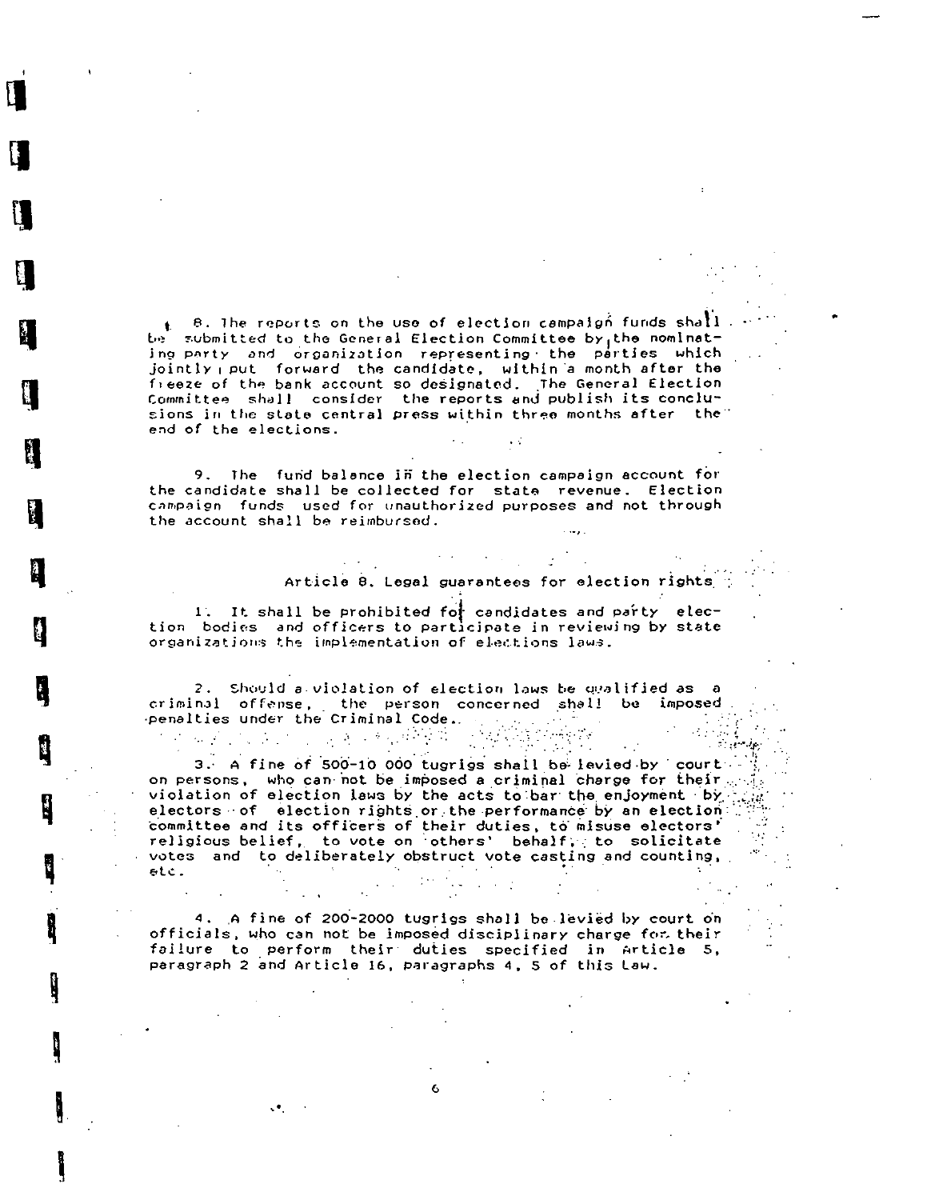8. The reports on the use of election campaign funds shall be submitted to the General Election Committee by the nominating party and organization representing the parties which jointly put forward the candidate, within a month after the freeze of the bank account so designated. The General Election Committee shall consider the reports and publish its conclusions in the state central press within three months after the end of the elections.

9. The fund balance in the election campaign account for the candidate shall be collected for state revenue. Election campaign funds used for unauthorized purposes and not through the account shall be reimbursed.

## Article 8. Legal guarantees for election rights

1. It shall be prohibited for candidates and party election bodies and officers to participate in reviewing by state organizations the implementation of elections laws.

2. Should a violation of election laws be qualified as a criminal offense, the person concerned shall be imposed penalties under the Criminal Code.

3. A fine of 500-10 000 tugrigs shall be levied by court on persons, who can not be imposed a criminal charge for their violation of election laws by the acts to bar the enjoyment by electors of election rights or the performance by an election committee and its officers of their duties, to misuse electors' religious belief, to vote on others' behalf, to solicitate votes and to deliberately obstruct vote casting and counting, etc.

4. A fine of 200-2000 tugrigs shall be levied by court on officials, who can not be imposed disciplinary charge for their failure to perform their duties specified in Article 5, paragraph 2 and Article 16, paragraphs 4, 5 of this Law.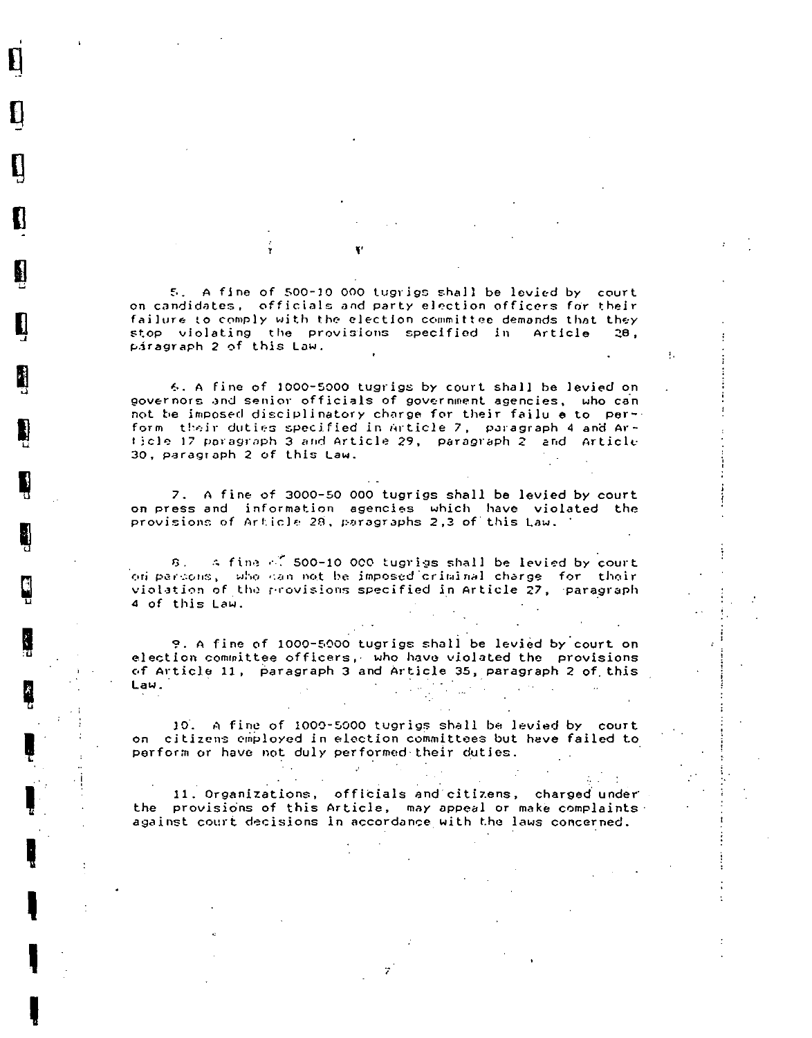5. A fine of 500-10 000 tugrigs shall be levied by court on candidates, officials and party election officers for their failure to comply with the election committee demands that they stop violating the provisions specified in Article 28, paragraph 2 of this Law.

6. A fine of 1000-5000 tugrigs by court shall be levied on governors and senior officials of government agencies, who can not be imposed disciplinatory charge for their failu e to perform their duties specified in Article 7, paragraph 4 and Article 17 paragraph 3 and Article 29, paragraph 2 and Article 30, paragraph 2 of this Law.

7. A fine of 3000-50 000 tugrigs shall be levied by court on press and information agencies which have violated the provisions of Article 28, paragraphs 2,3 of this Law.

8. A fine of 500-10 000 tugrigs shall be levied by court on persons, who can not be imposed criminal charge for their violation of the provisions specified in Article 27, paragraph 4 of this Law.

9. A fine of 1000-5000 tugrigs shall be levied by court on election committee officers, who have violated the provisions of Article 11, paragraph 3 and Article 35, paragraph 2 of this Law.

10. A fine of 1000-5000 tugrigs shall be levied by court on citizens employed in election committees but have failed to perform or have not duly performed their duties.

11. Organizations, officials and citizens, charged under the provisions of this Article, may appeal or make complaints against court decisions in accordance with the laws concerned.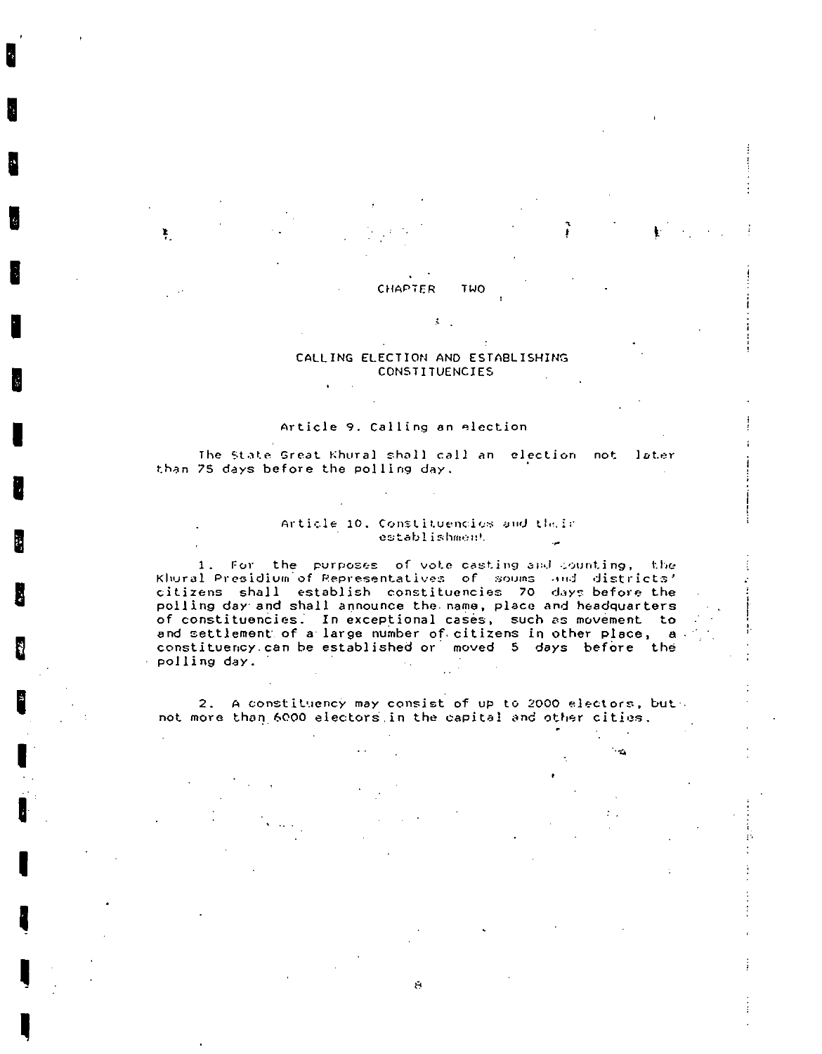## CHAPTER TWO

## CALLING ELECTION AND ESTABLISHING CONSTITUENCIES

### Article 9. Calling an election

The State Great Khural shall call an election not later than 75 days before the polling day.

### Article 10. Constituencies and their establishment

1. For the purposes of vote casting and counting, the Khural Presidium of Representatives of soums and districts' citizens shall establish constituencies 70 days before the polling day and shall announce the name, place and headquarters of constituencies. In exceptional cases, such as movement to and settlement of a large number of citizens in other place, a constituency can be established or moved 5 days before the polling day.

2. A constituency may consist of up to 2000 electors, but not more than 6000 electors in the capital and other cities.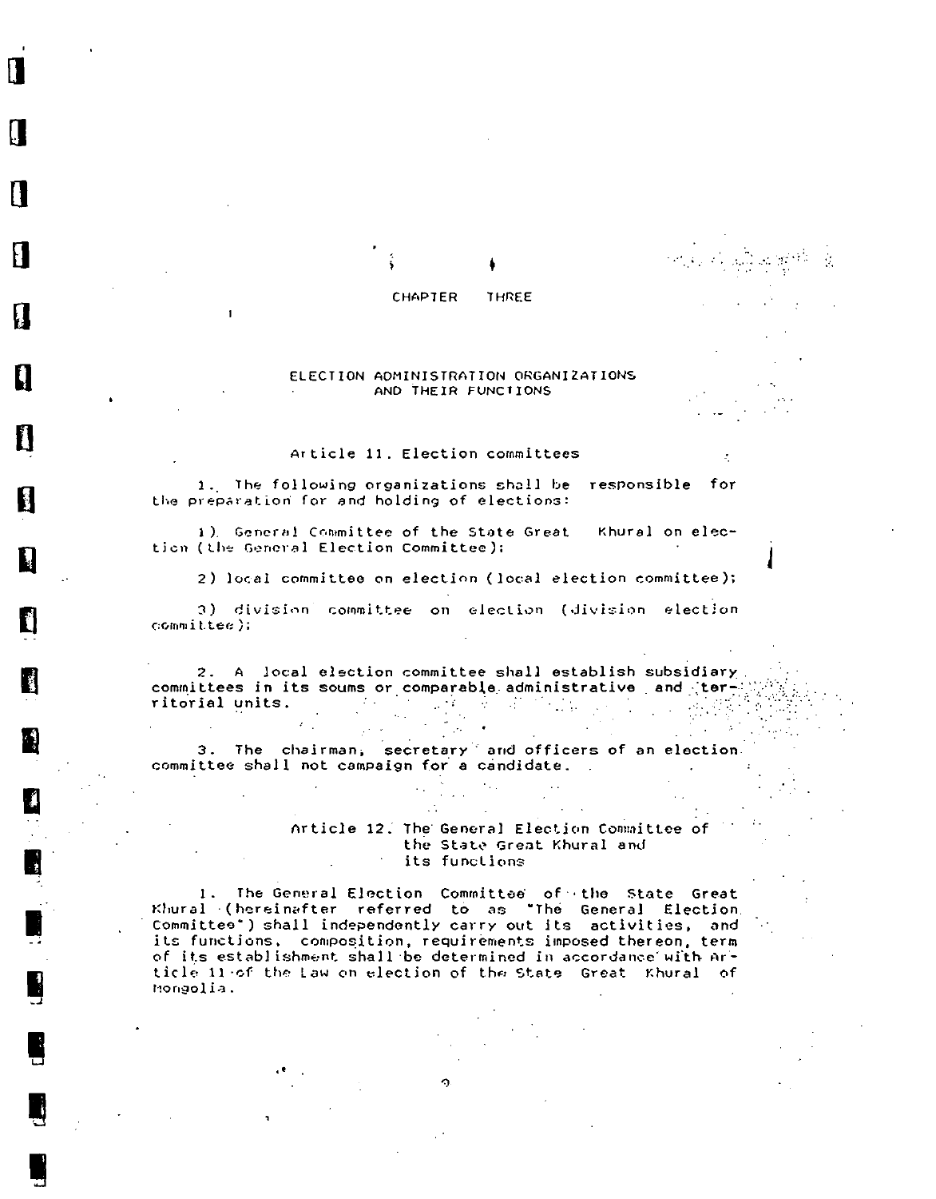## CHAPTER THREE

## ELECTION ADMINISTRATION ORGANIZATIONS AND THEIR FUNCTIONS

### Article 11. Election committees

1. The following organizations shall be responsible for the preparation for and holding of elections:

1) General Committee of the State Great Khural on election (the General Election Committee);

2) local committee on election (local election committee);

3) division committee on election (division election committee);

2. A local election committee shall establish subsidiary committees in its soums or comparable administrative and territorial units.

3. The chairman, secretary and officers of an election committee shall not campaign for a candidate.

### Article 12. The General Election Committee of the State Great Khural and its functions

1. The General Election Committee of the State Great Khural (hereinafter referred to as "The General Election Committee") shall independently carry out its activities, and its functions, composition, requirements imposed thereon, term of its establishment shall be determined in accordance with Article 11 of the Law on election of the State Great Khural of Mongolia.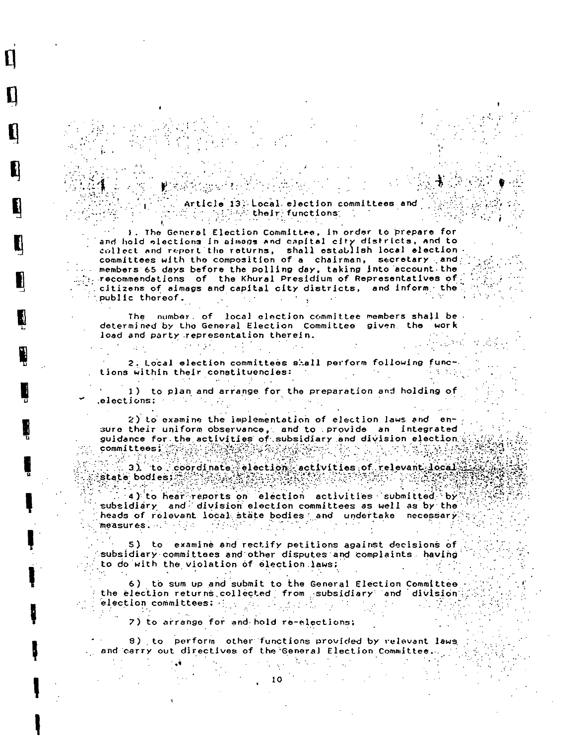## Article 13. Local election committees and their functions

1. The General Election Committee, in order to prepare for and hold elections in aimags and capital city districts, and to collect and report the returns, shall establish local election committees with the composition of a chairman, secretary and members 65 days before the polling day, taking into account the recommendations of the Khural Presidium of Representatives of citizens of aimags and capital city districts, and inform the public thereof.

The number of local election committee members shall be determined by the General Election Committee given the work load and party representation therein.

2. Local election committees shall perform following functions within their constituencies:

1) to plan and arrange for the preparation and holding of elections;

2) to examine the implementation of election laws and ensure their uniform observance, and to provide an integrated guidance for the activities of subsidiary and division election committees;

3) to coordinate election activities of relevant local state bodies;

4) to hear reports on election activities submitted by subsidiary and division election committees as well as by the heads of relevant local state bodies and undertake necessary measures.

5) to examine and rectify petitions against decisions of subsidiary committees and other disputes and complaints having to do with the violation of election laws;

6) to sum up and submit to the General Election Committee the election returns collected from subsidiary and division election committees;

7) to arrange for and hold re-elections;

8) to perform other functions provided by relevant laws and carry out directives of the General Election Committee.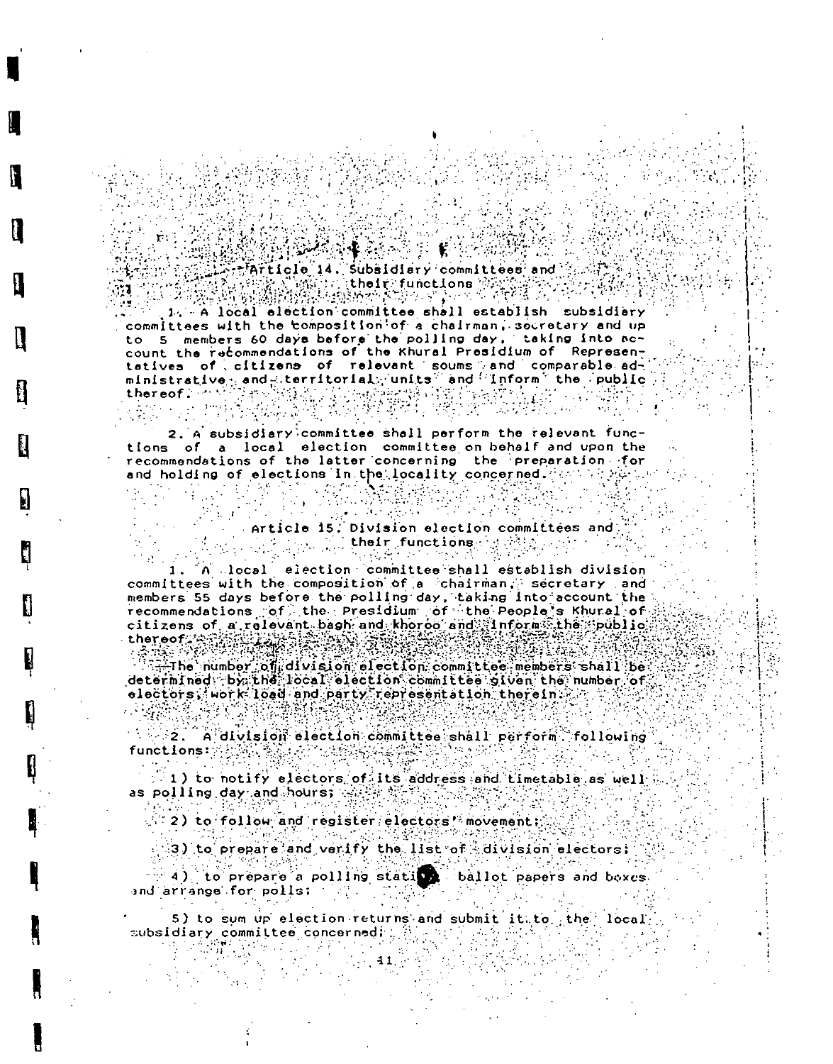### Article 14. Subsidiary committees and their functions

1. A local election committee shall establish subsidiary committees with the composition of a chairman, secretary and up to 5 members 60 days before the polling day, taking into account the recommendations of the Khural Presidium of Representatives of citizens of relevant soums and comparable administrative and territorial units and inform the public thereof.

2. A subsidiary committee shall perform the relevant functions of a local election committee on behalf and upon the recommendations of the latter concerning the preparation for and holding of elections in the locality concerned.

### Article 15. Division election committees and their functions

1. A local election committee shall establish division committees with the composition of a chairman, secretary and members 55 days before the polling day, taking into account the recommendations of the Presidium of the People's Khural of citizens of a relevant bagh and khoroo and inform the public thereof.

The number of division election committee members shall be determined by the local election committee given the number of electors, work load and party representation therein.

2. A division election committee shall perform following functions:

1) to notify electors of its address and timetable as well as polling day and hours;

2) to follow and register electors' movement;

3) to prepare and verify the list of division electors;

4) to prepare a polling station, ballot papers and boxes and arrange for polls;

5) to sum up election returns and submit it to the local subsidiary committee concerned;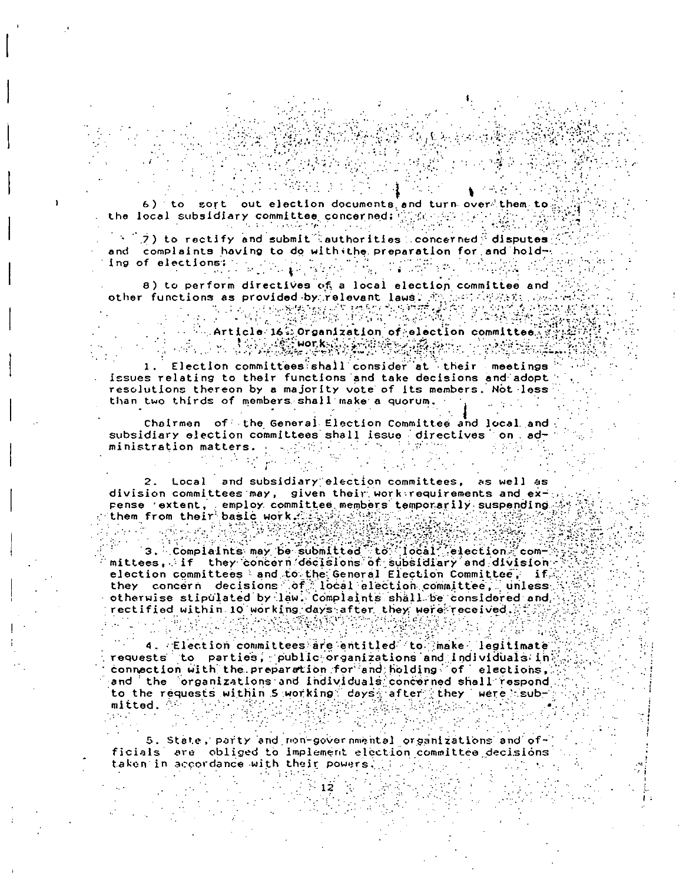6) to sort out election documents and turn over them to the local subsidiary committee concerned;

7) to rectify and submit authorities concerned disputes and complaints having to do with the preparation for and holding of elections;

8) to perform directives of a local election committee and other functions as provided by relevant laws.

### Article 16. Organization of election committee work

1. Election committees shall consider at their meetings issues relating to their functions and take decisions and adopt resolutions thereon by a majority vote of its members. Not less than two thirds of members shall make a quorum.

Chairmen of the General Election Committee and local and subsidiary election committees shall issue directives on administration matters.

2. Local and subsidiary election committees, as well as division committees may, given their work requirements and expense extent, employ committee members temporarily suspending them from their basic work.

3. Complaints may be submitted to local election committees, if they concern decisions of subsidiary and division election committees and to the General Election Committee, if they concern decisions of local election committee, unless otherwise stipulated by law. Complaints shall be considered and rectified within 10 working days after they were received.

4. Election committees are entitled to make legitimate requests to parties, public organizations and individuals in connection with the preparation for and holding of elections, and the organizations and individuals concerned shall respond to the requests within 5 working days after they were submitted.

5. State, party and non-governmental organizations and officials are obliged to implement election committee decisions taken in accordance with their powers.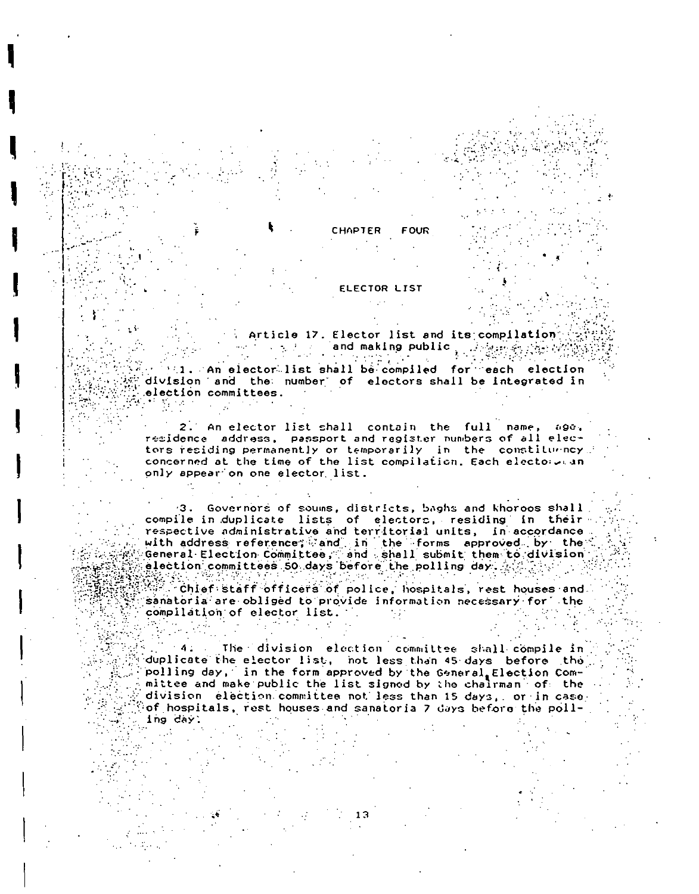# CHAPTER FOUR

## ELECTOR LIST

### Article 17. Elector list and its compilation and making public

1. An elector list shall be compiled for each election division and the number of electors shall be integrated in election committees.

2. An elector list shall contain the full name, age, residence address, passport and register numbers of all electors residing permanently or temporarily in the constituency concerned at the time of the list compilation. Each elector can only appear on one elector list.

3. Governors of soums, districts, baghs and khoroos shall compile in duplicate lists of electors, residing in their respective administrative and territorial units, in accordance with address reference, and in the forms approved by the General Election Committee, and shall submit them to division election committees 50 days before the polling day.

Chief staff officers of police, hospitals, rest houses and sanatoria are obliged to provide information necessary for the compilation of elector list.

4. The division election committee shall compile in duplicate the elector list, not less than 45 days before the polling day, in the form approved by the General Election Committee and make public the list signed by the chairman of the division election committee not less than 15 days, or in case of hospitals, rest houses and sanatoria 7 days before the polling day.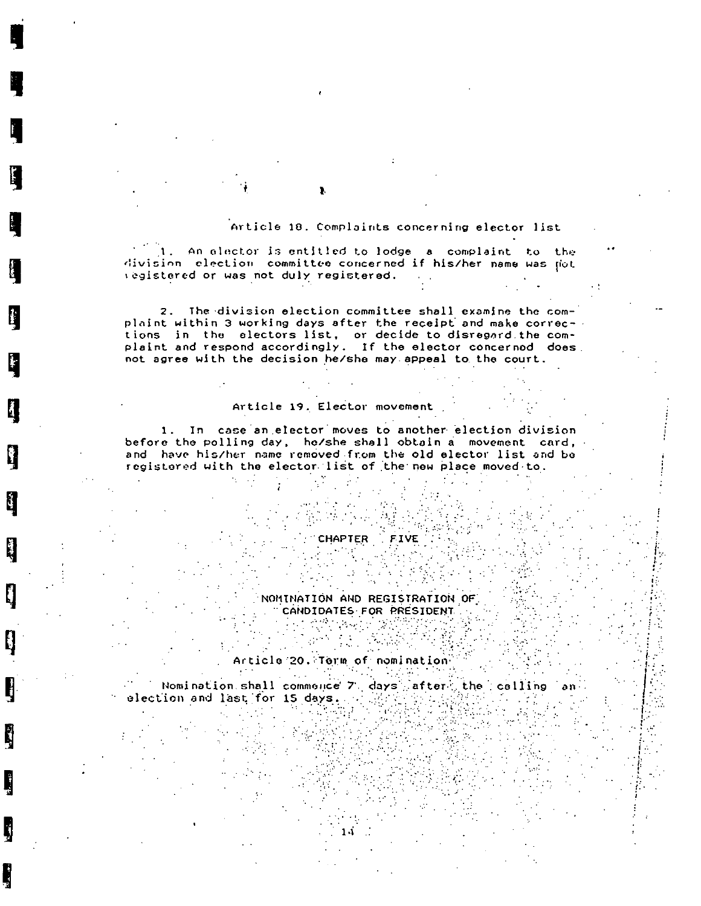### Article 18. Complaints concerning elector list

1. An elector is entitled to lodge a complaint to the division election committee concerned if his/her name was not registered or was not duly registered.

2. The division election committee shall examine the complaint within 3 working days after the receipt and make corrections in the electors list, or decide to disregard the complaint and respond accordingly. If the elector concerned does not agree with the decision he/she may appeal to the court.

### Article 19. Elector movement

1. In case an elector moves to another election division before the polling day, he/she shall obtain a movement card, and have his/her name removed from the old elector list and be registered with the elector list of the new place moved to.

## CHAPTER FIVE

## NOMINATION AND REGISTRATION OF CANDIDATES FOR PRESIDENT

### Article 20. Term of nomination

Nomination shall commence 7 days after the calling an election and last for 15 days.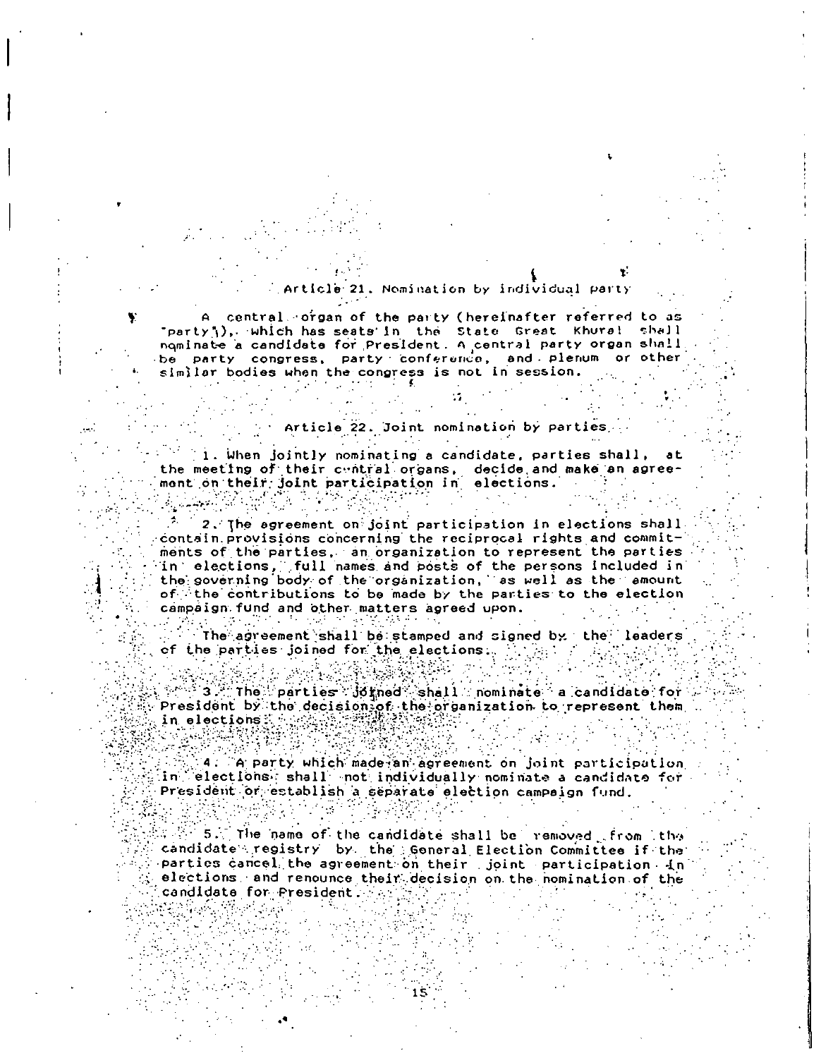### Article 21. Nomination by individual party

A central organ of the party (hereinafter referred to as "party"), which has seats in the State Great Khural shall nominate a candidate for President. A central party organ shall be party congress, party conference, and plenum or other similar bodies when the congress is not in session.

### Article 22. Joint nomination by parties

1. When jointly nominating a candidate, parties shall, at the meeting of their central organs, decide and make an agreement on their joint participation in elections.

2. The agreement on joint participation in elections shall contain provisions concerning the reciprocal rights and commitments of the parties, an organization to represent the parties in elections, full names and posts of the persons included in the governing body of the organization, as well as the amount of the contributions to be made by the parties to the election campaign fund and other matters agreed upon.

The agreement shall be stamped and signed by the leaders of the parties joined for the elections.

3. The parties joined shall nominate a candidate for President by the decision of the organization to represent them in elections.

4. A party which made an agreement on joint participation in elections shall not individually nominate a candidate for President or establish a separate election campaign fund.

5. The name of the candidate shall be removed from the candidate registry by the General Election Committee if the parties cancel the agreement on their joint participation in elections and renounce their decision on the nomination of the candidate for President.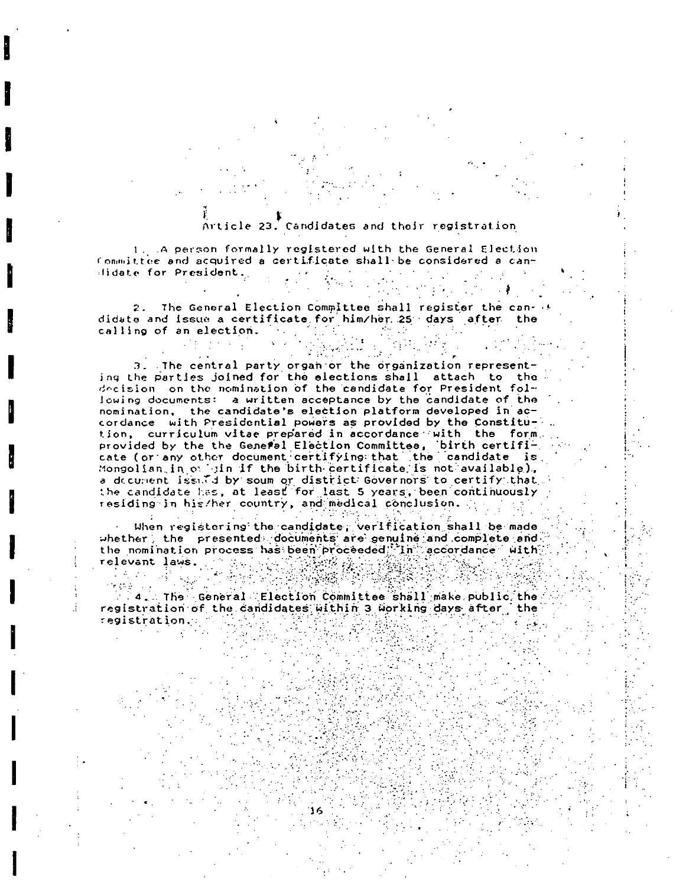## Article 23. Candidates and their registration

1. A person formally registered with the General Election Committee and acquired a certificate shall be considered a candidate for President.

2. The General Election Committee shall register the candidate and issue a certificate for him/her 25 days after the calling of an election.

3. The central party organ or the organization representing the parties joined for the elections shall attach to the decision on the nomination of the candidate for President following documents: a written acceptance by the candidate of the nomination, the candidate's election platform developed in accordance with Presidential powers as provided by the Constitution, curriculum vitae prepared in accordance with the form provided by the the General Election Committee, birth certificate (or any other document certifying that the candidate is Mongolian in origin if the birth certificate is not available), a document issued by soum or district Governors to certify that the candidate has, at least for last 5 years, been continuously residing in his/her country, and medical conclusion.

When registering the candidate, verification shall be made whether the presented documents are genuine and complete and the nomination process has been proceeded in accordance with relevant laws.

4. The General Election Committee shall make public the registration of the candidates within 3 working days after the registration.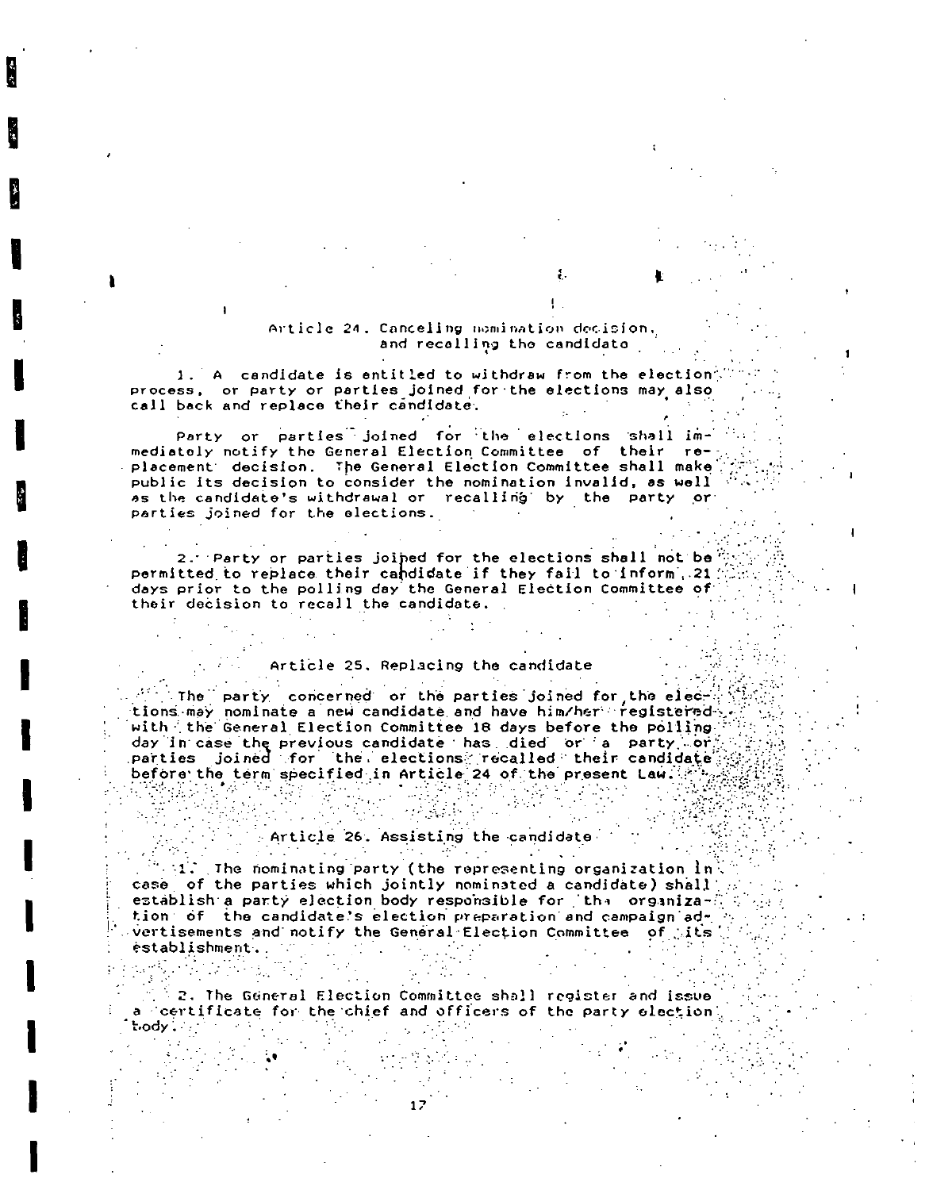### Article 24. Canceling nomination decision, and recalling the candidate

1. A candidate is entitled to withdraw from the election process, or party or parties joined for the elections may also call back and replace their candidate.

Party or parties joined for the elections shall immediately notify the General Election Committee of their replacement decision. The General Election Committee shall make public its decision to consider the nomination invalid, as well as the candidate's withdrawal or recalling by the party or parties joined for the elections.

2. Party or parties joined for the elections shall not be permitted to replace their candidate if they fail to inform, 21 days prior to the polling day the General Election Committee of their decision to recall the candidate.

### Article 25. Replacing the candidate

The party concerned or the parties joined for the elections may nominate a new candidate and have him/her registered with the General Election Committee 18 days before the polling day in case the previous candidate has died or a party or parties joined for the elections recalled their candidate before the term specified in Article 24 of the present Law.

### Article 26. Assisting the candidate

1. The nominating party (the representing organization in case of the parties which jointly nominated a candidate) shall establish a party election body responsible for the organization of the candidate's election preparation and campaign advertisements and notify the General Election Committee of its establishment.

2. The General Election Committee shall register and issue a certificate for the chief and officers of the party election body.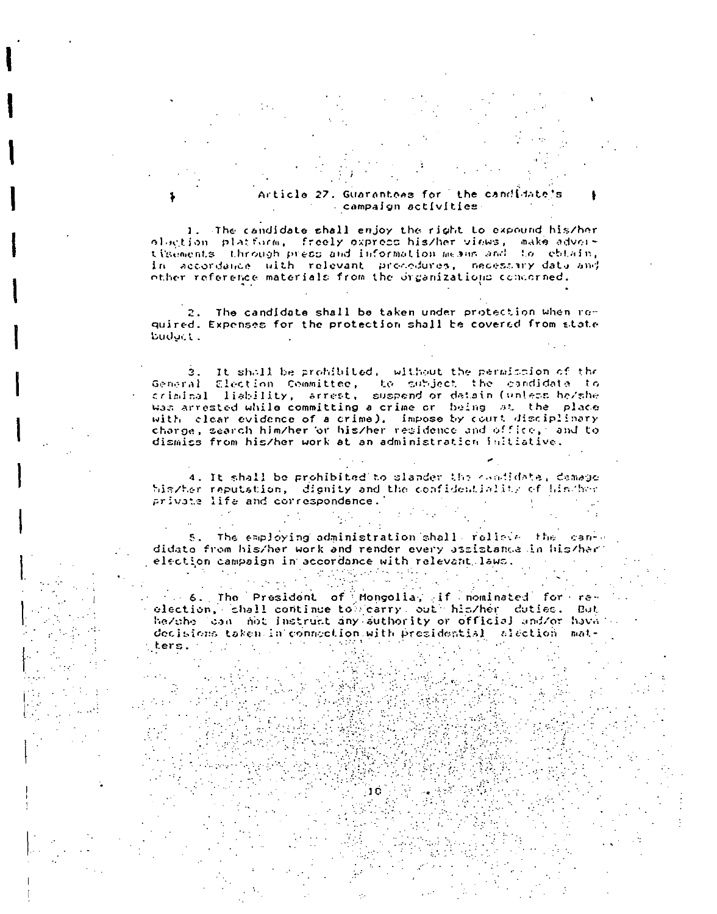### Article 27. Guarantees for the candidate's campaign activities

1. The candidate shall enjoy the right to expound his/her election platform, freely express his/her views, make advertisements through press and information means and to obtain, in accordance with relevant procedures, necessary data and other reference materials from the organizations concerned.

2. The candidate shall be taken under protection when required. Expenses for the protection shall be covered from state budget.

3. It shall be prohibited, without the permission of the General Election Committee, to subject the candidate to criminal liability, arrest, suspend or detain (unless he/she was arrested while committing a crime or being at the place with clear evidence of a crime), impose by court disciplinary charge, search him/her or his/her residence and office, and to dismiss from his/her work at an administration initiative.

4. It shall be prohibited to slander the candidate, damage his/her reputation, dignity and the confidentiality of his/her private life and correspondence.

5. The employing administration shall relieve the candidate from his/her work and render every assistance in his/her election campaign in accordance with relevant laws.

6. The President of Mongolia, if nominated for re-election, shall continue to carry out his/her duties. But he/she can not instruct any authority or official and/or have decisions taken in connection with presidential election matters.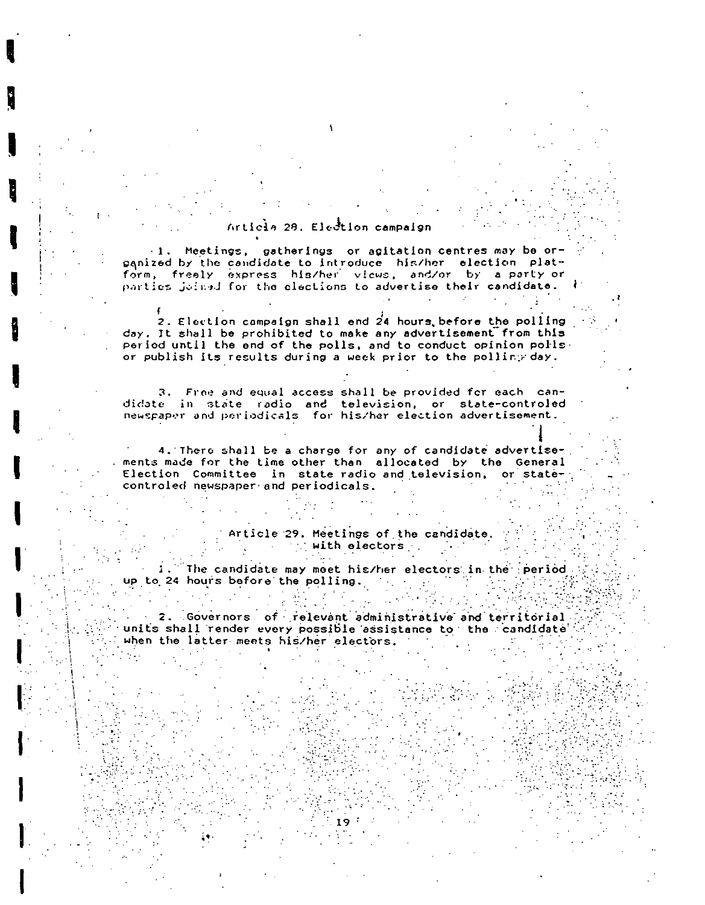### Article 28. Election campaign

1. Meetings, gatherings or agitation centres may be organized by the candidate to introduce his/her election platform, freely express his/her views, and/or by a party or parties joined for the elections to advertise their candidate.

2. Election campaign shall end 24 hours before the polling day. It shall be prohibited to make any advertisement from this period until the end of the polls, and to conduct opinion polls or publish its results during a week prior to the polling day.

3. Free and equal access shall be provided for each candidate in state radio and television, or state-controled newspaper and periodicals for his/her election advertisement.

4. There shall be a charge for any of candidate advertisements made for the time other than allocated by the General Election Committee in state radio and television, or state-controled newspaper and periodicals.

### Article 29. Meetings of the candidate with electors

1. The candidate may meet his/her electors in the period up to 24 hours before the polling.

2. Governors of relevant administrative and territorial units shall render every possible assistance to the candidate when the latter meets his/her electors.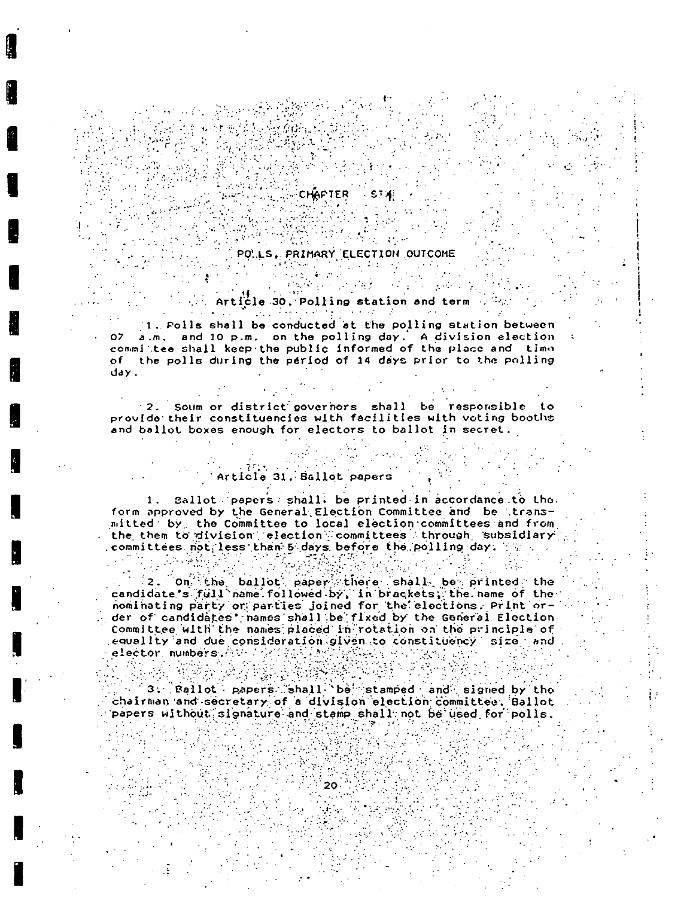## CHAPTER SIX

### POLLS, PRIMARY ELECTION OUTCOME

#### Article 30. Polling station and term

1. Polls shall be conducted at the polling station between 07 a.m. and 10 p.m. on the polling day. A division election committee shall keep the public informed of the place and time of the polls during the period of 14 days prior to the polling day.

2. Soum or district governors shall be responsible to provide their constituencies with facilities with voting booths and ballot boxes enough for electors to ballot in secret.

#### Article 31. Ballot papers

1. Ballot papers shall be printed in accordance to the form approved by the General Election Committee and be transmitted by the Committee to local election committees and from the them to division election committees through subsidiary committees not less than 5 days before the polling day.

2. On the ballot paper there shall be printed the candidate's full name followed by, in brackets, the name of the nominating party or parties joined for the elections. Print order of candidates' names shall be fixed by the General Election Committee with the names placed in rotation on the principle of equality and due consideration given to constituency size and elector numbers.

3. Ballot papers shall be stamped and signed by the chairman and secretary of a division election committee. Ballot papers without signature and stamp shall not be used for polls.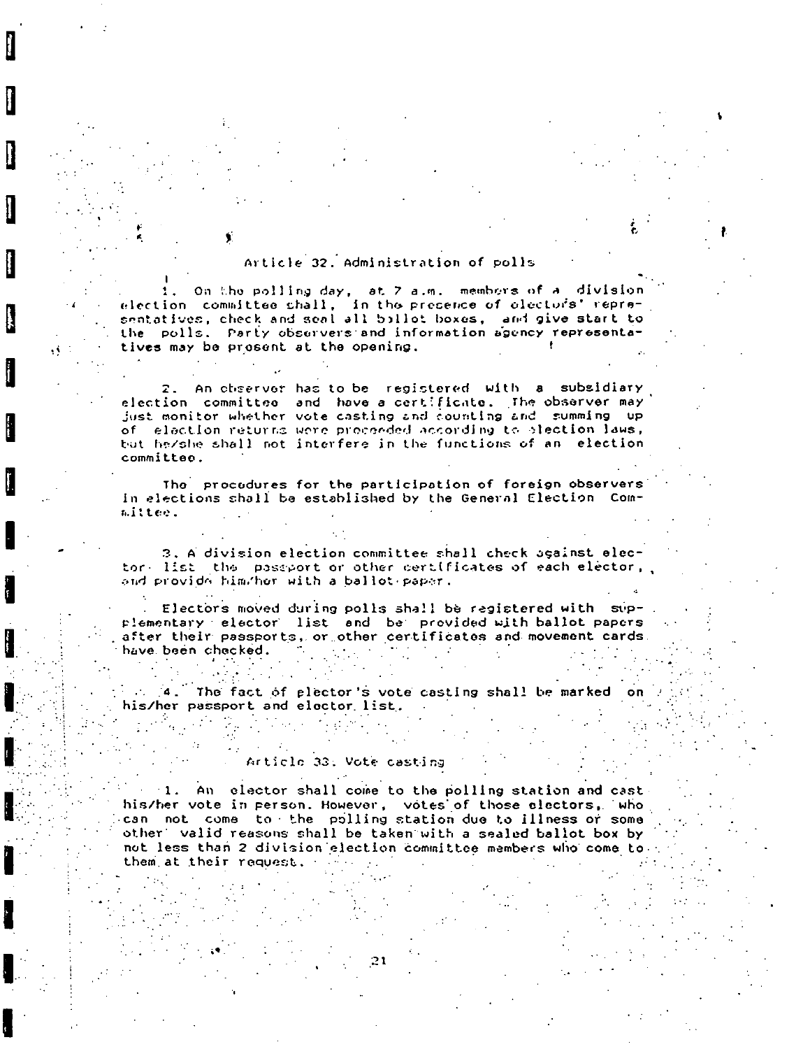### Article 32. Administration of polls

1. On the polling day, at 7 a.m. members of a division election committee shall, in the presence of electors' representatives, check and seal all ballot boxes, and give start to the polls. Party observers and information agency representatives may be present at the opening.

2. An observer has to be registered with a subsidiary election committee and have a certificate. The observer may just monitor whether vote casting and counting and summing up of election returns were proceeded according to election laws, but he/she shall not interfere in the functions of an election committee.

The procedures for the participation of foreign observers in elections shall be established by the General Election Committee.

3. A division election committee shall check against elector list the passport or other certificates of each elector, and provide him/her with a ballot paper.

Electors moved during polls shall be registered with supplementary elector list and be provided with ballot papers after their passports, or other certificates and movement cards have been checked.

4. The fact of elector's vote casting shall be marked on his/her passport and elector list.

### Article 33. Vote casting

1. An elector shall come to the polling station and cast his/her vote in person. However, votes of those electors, who can not come to the polling station due to illness or some other valid reasons shall be taken with a sealed ballot box by not less than 2 division election committee members who come to them at their request.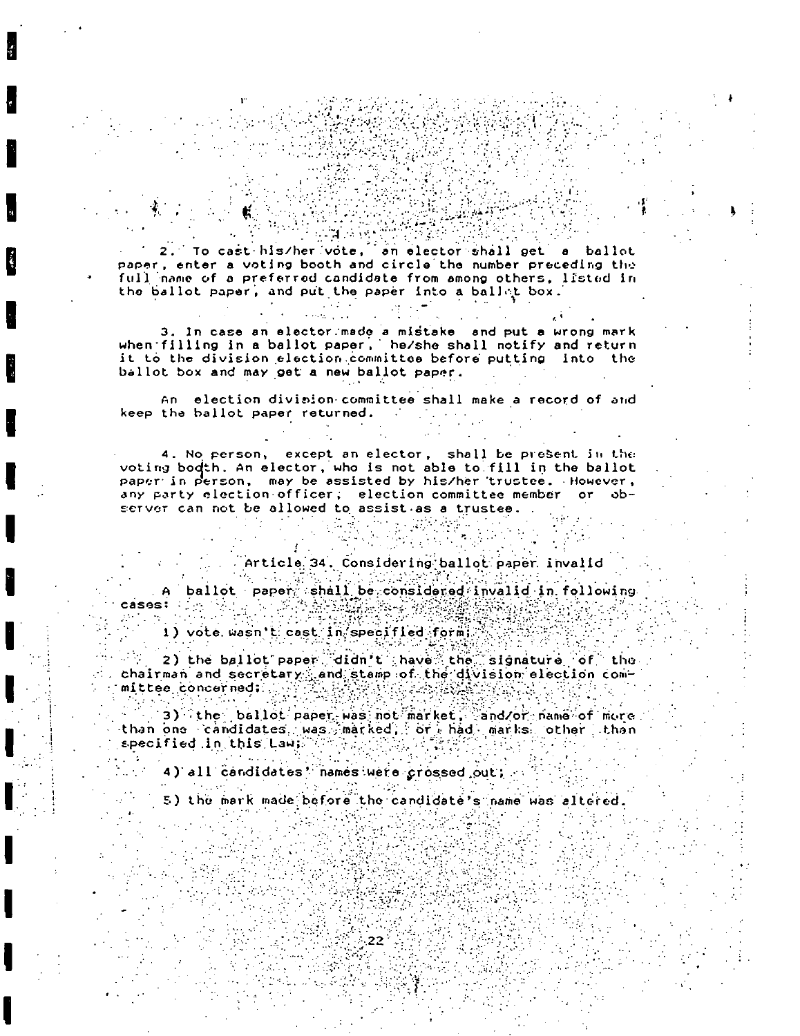2. To cast his/her vote, an elector shall get a ballot paper, enter a voting booth and circle the number preceding the full name of a preferred candidate from among others, listed in the ballot paper, and put the paper into a ballot box.

3. In case an elector made a mistake and put a wrong mark when filling in a ballot paper, he/she shall notify and return it to the division election committee before putting into the ballot box and may get a new ballot paper.

An election division committee shall make a record of and keep the ballot paper returned.

4. No person, except an elector, shall be present in the voting booth. An elector, who is not able to fill in the ballot paper in person, may be assisted by his/her trustee. However, any party election officer, election committee member or observer can not be allowed to assist as a trustee.

### Article 34. Considering ballot paper invalid

A ballot paper shall be considered invalid in following cases:

1) vote wasn't cast in specified form;

2) the ballot paper didn't have the signature of the chairman and secretary and stamp of the division election committee concerned;

3) the ballot paper was not market, and/or name of more than one candidates was marked, or had marks other than specified in this Law;

4) all candidates' names were crossed out;

5) the mark made before the candidate's name was altered.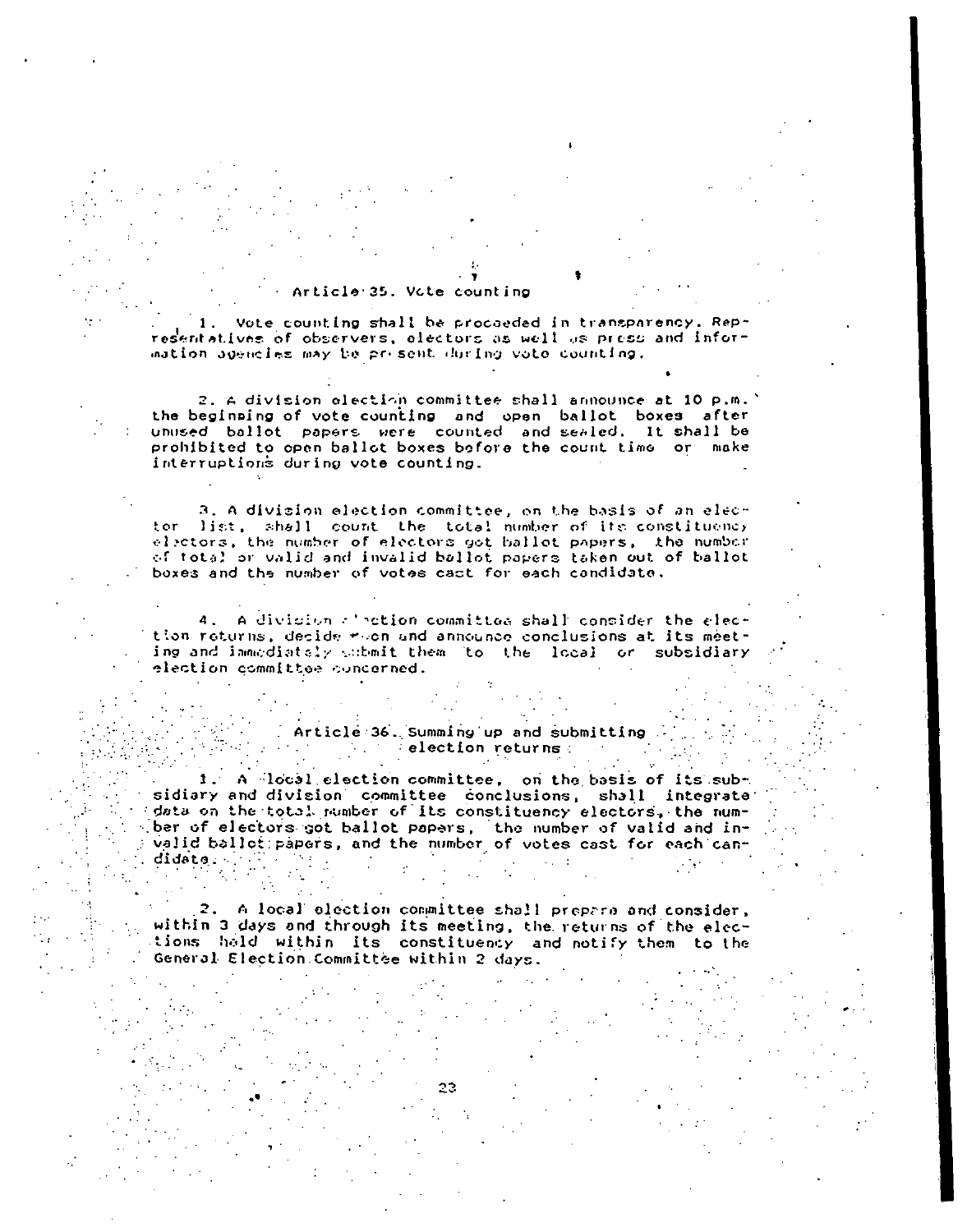### Article 35. Vote counting

1. Vote counting shall be proceeded in transparency. Representatives of observers, electors as well as press and information agencies may be present during vote counting.

2. A division election committee shall announce at 10 p.m. the beginning of vote counting and open ballot boxes after unused ballot papers were counted and sealed. It shall be prohibited to open ballot boxes before the count time or make interruptions during vote counting.

3. A division election committee, on the basis of an elector list, shall count the total number of its constituency electors, the number of electors got ballot papers, the number of total or valid and invalid ballot papers taken out of ballot boxes and the number of votes cast for each candidate.

4. A division election committee shall consider the election returns, decide upon and announce conclusions at its meeting and immediately submit them to the local or subsidiary election committee concerned.

### Article 36. Summing up and submitting election returns

1. A local election committee, on the basis of its subsidiary and division committee conclusions, shall integrate data on the total number of its constituency electors, the number of electors got ballot papers, the number of valid and invalid ballot papers, and the number of votes cast for each candidate.

2. A local election committee shall prepare and consider, within 3 days and through its meeting, the returns of the elections held within its constituency and notify them to the General Election Committee within 2 days.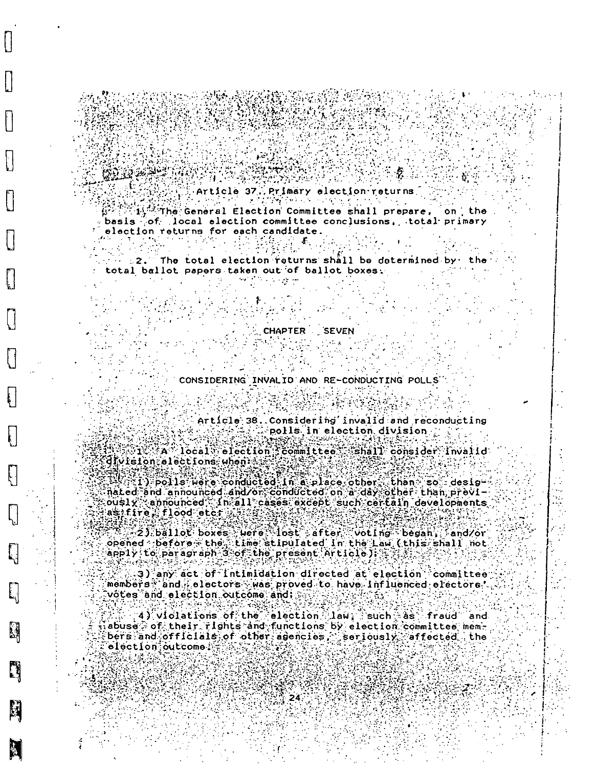### Article 37. Primary election returns

1. The General Election Committee shall prepare, on the basis of local election committee conclusions, total primary election returns for each candidate.

2. The total election returns shall be determined by the total ballot papers taken out of ballot boxes.

## CHAPTER SEVEN

## CONSIDERING INVALID AND RE-CONDUCTING POLLS

### Article 38. Considering invalid and reconducting polls in election division

1. A local election committee shall consider invalid division elections when:

1) polls were conducted in a place other than so designated and announced and/or conducted on a day other than previously announced in all cases except such certain developments as fire, flood etc;

2) ballot boxes were lost after voting began, and/or opened before the time stipulated in the Law (this shall not apply to paragraph 3 of the present Article);

3) any act of intimidation directed at election committee members and electors was proved to have influenced electors' votes and election outcome and;

4) violations of the election law, such as fraud and abuse of their rights and functions by election committee members and officials of other agencies, seriously affected the election outcome.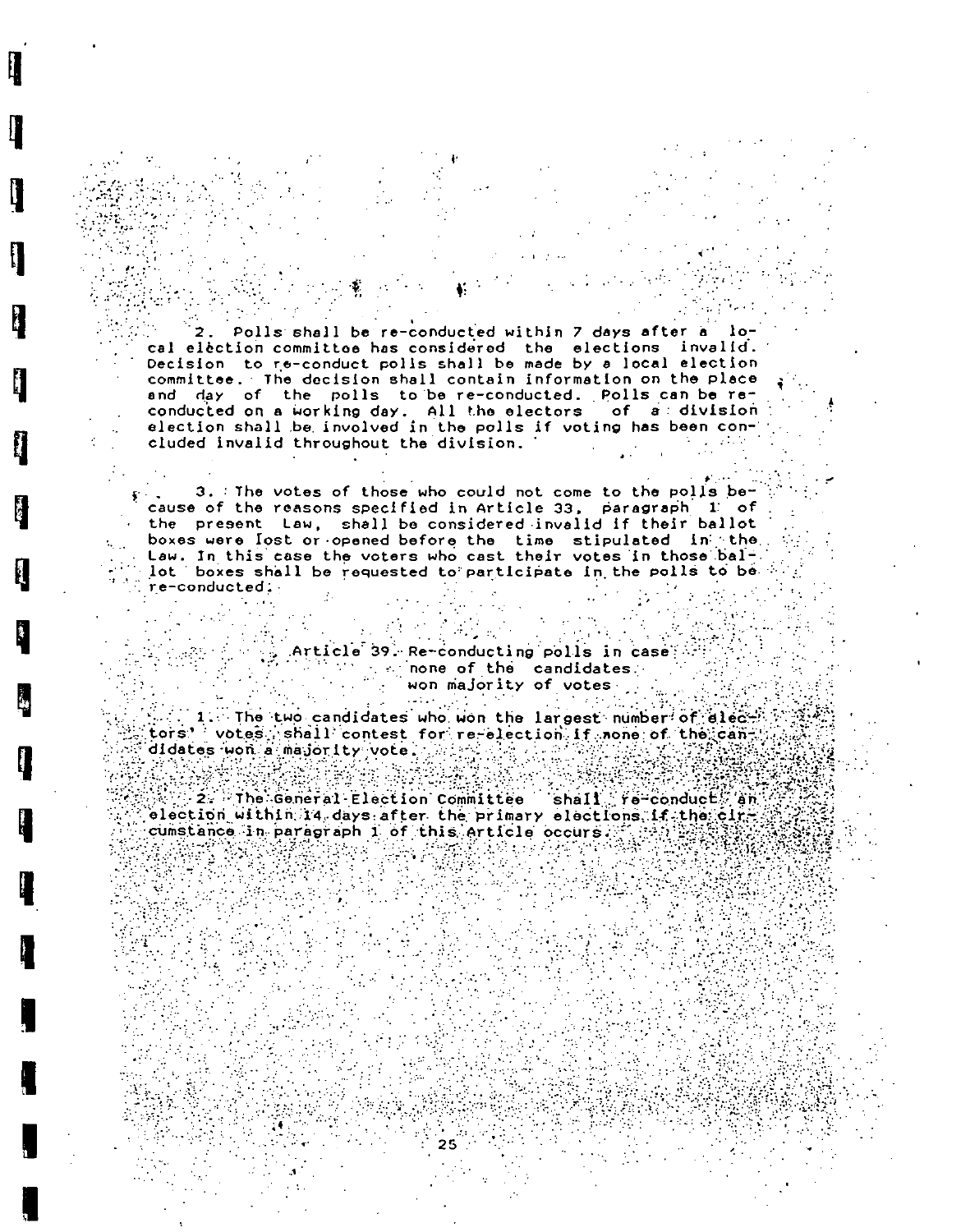2. Polls shall be re-conducted within 7 days after a local election committee has considered the elections invalid. Decision to re-conduct polls shall be made by a local election committee. The decision shall contain information on the place and day of the polls to be re-conducted. Polls can be re-conducted on a working day. All the electors of a division election shall be involved in the polls if voting has been concluded invalid throughout the division.

3. The votes of those who could not come to the polls because of the reasons specified in Article 33, paragraph 1 of the present Law, shall be considered invalid if their ballot boxes were lost or opened before the time stipulated in the Law. In this case the voters who cast their votes in those ballot boxes shall be requested to participate in the polls to be re-conducted;

### Article 39. Re-conducting polls in case none of the candidates won majority of votes

1. The two candidates who won the largest number of electors' votes shall contest for re-election if none of the candidates won a majority vote.

2. The General Election Committee shall re-conduct an election within 14 days after the primary elections if the circumstance in paragraph 1 of this Article occurs.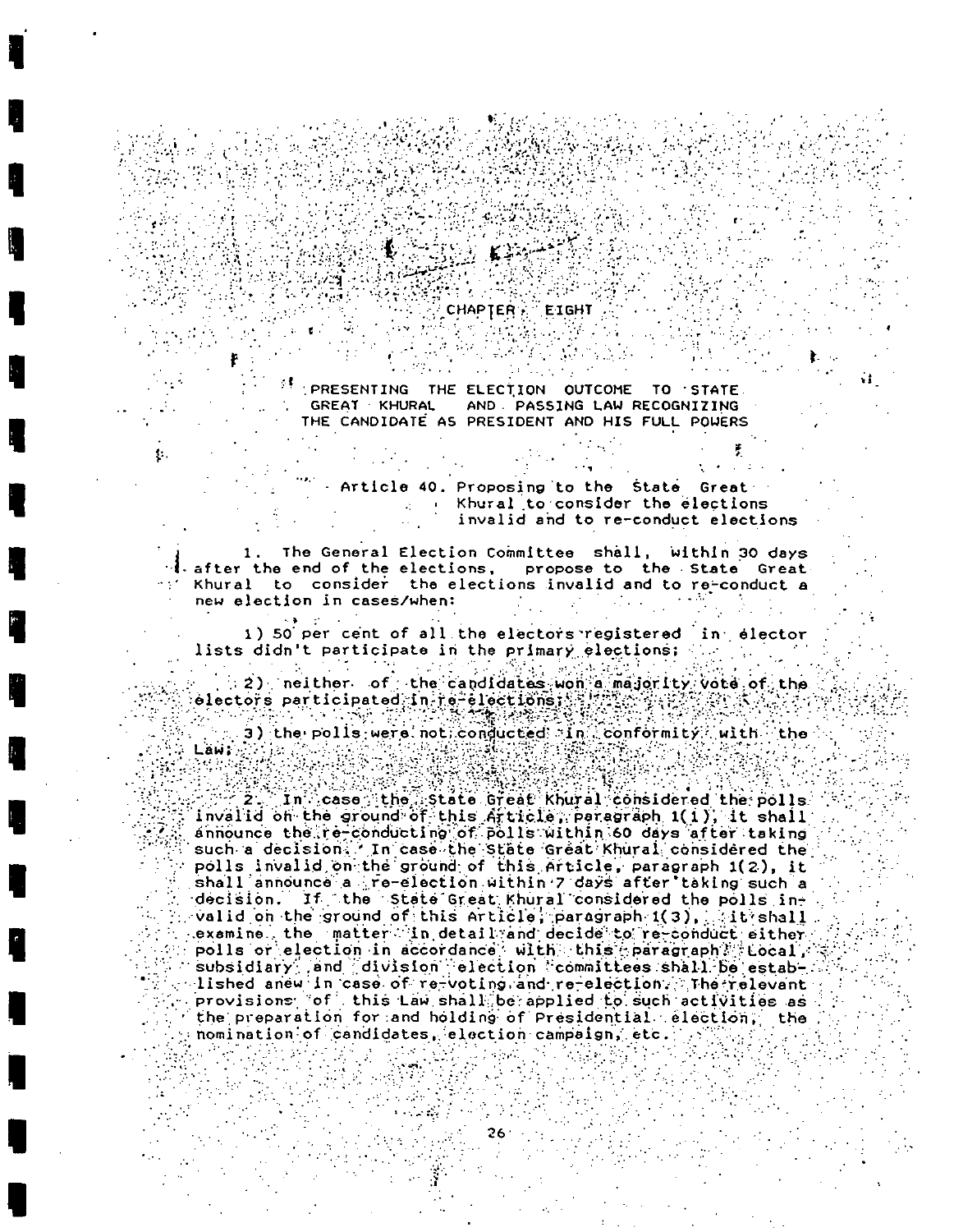# CHAPTER EIGHT

## PRESENTING THE ELECTION OUTCOME TO STATE GREAT KHURAL AND PASSING LAW RECOGNIZING THE CANDIDATE AS PRESIDENT AND HIS FULL POWERS

### Article 40. Proposing to the State Great Khural to consider the elections invalid and to re-conduct elections

1. The General Election Committee shall, within 30 days after the end of the elections, propose to the State Great Khural to consider the elections invalid and to re-conduct a new election in cases/when:

1) 50 per cent of all the electors registered in elector lists didn't participate in the primary elections;

2) neither of the candidates won a majority vote of the electors participated in re-elections;

3) the polls were not conducted in conformity with the Law;

2. In case the State Great Khural considered the polls invalid on the ground of this Article, paragraph 1(1), it shall announce the re-conducting of polls within 60 days after taking such a decision. In case the State Great Khural considered the polls invalid on the ground of this Article, paragraph 1(2), it shall announce a re-election within 7 days after taking such a decision. If the State Great Khural considered the polls invalid on the ground of this Article, paragraph 1(3), it shall examine the matter in detail and decide to re-conduct either polls or election in accordance with this paragraph. Local, subsidiary and division election committees shall be established anew in case of re-voting and re-election. The relevant provisions of this Law shall be applied to such activities as the preparation for and holding of Presidential election, the nomination of candidates, election campaign, etc.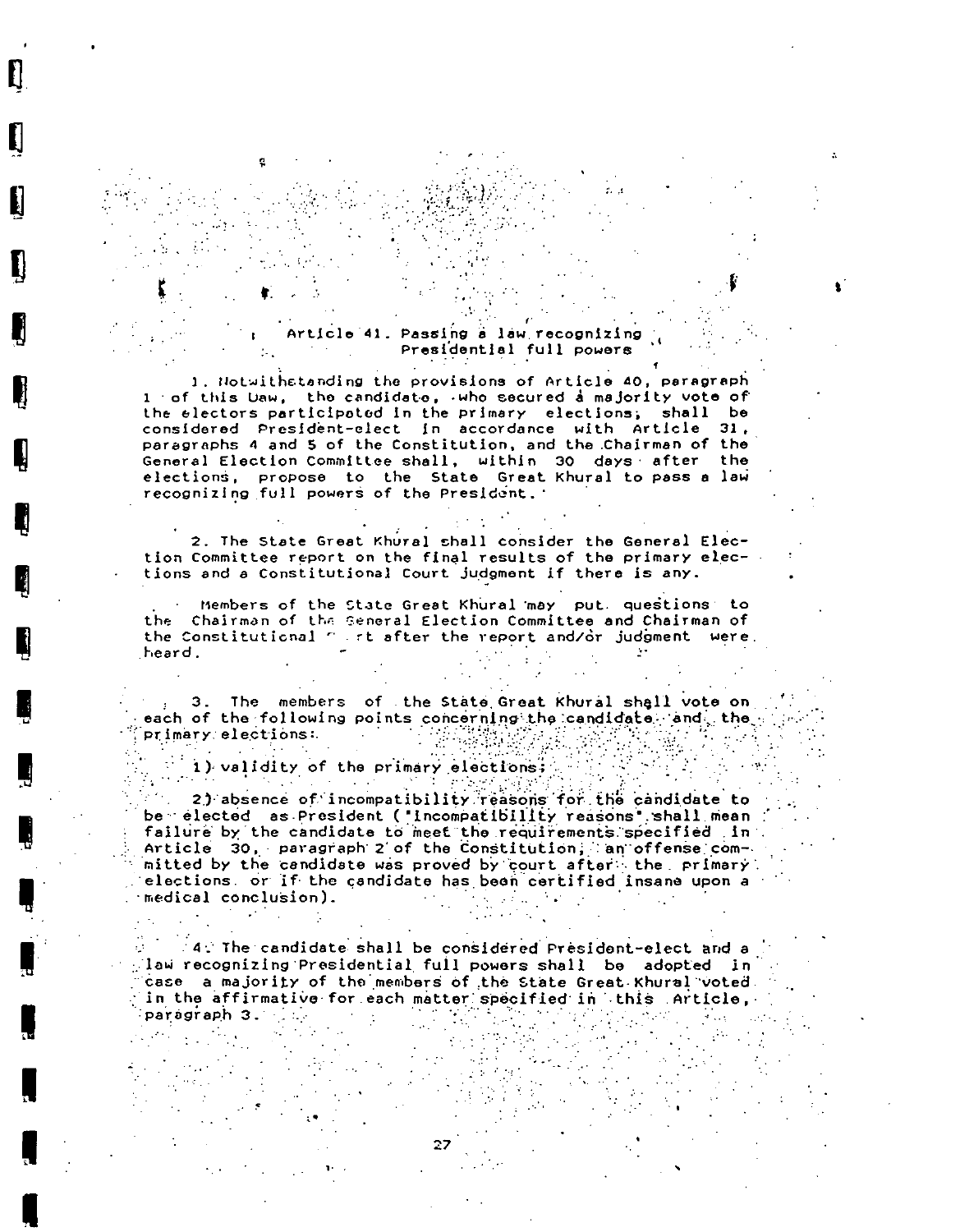### Article 41. Passing a law recognizing Presidential full powers

1. Notwithstanding the provisions of Article 40, paragraph 1 of this Uaw, the candidate, who secured a majority vote of the electors participated in the primary elections, shall be considered President-elect in accordance with Article 31, paragraphs 4 and 5 of the Constitution, and the Chairman of the General Election Committee shall, within 30 days after the elections, propose to the State Great Khural to pass a law recognizing full powers of the President.

2. The State Great Khural shall consider the General Election Committee report on the final results of the primary elections and a Constitutional Court judgment if there is any.

Members of the State Great Khural may put questions to the Chairman of the General Election Committee and Chairman of the Constitutional Court after the report and/or judgment were heard.

3. The members of the State Great Khural shall vote on each of the following points concerning the candidate and the primary elections:

1) validity of the primary elections;

2) absence of incompatibility reasons for the candidate to be elected as President ("Incompatibility reasons" shall mean failure by the candidate to meet the requirements specified in Article 30, paragraph 2 of the Constitution, an offense committed by the candidate was proved by court after the primary elections or if the candidate has been certified insane upon a medical conclusion).

4. The candidate shall be considered President-elect and a law recognizing Presidential full powers shall be adopted in case a majority of the members of the State Great Khural voted in the affirmative for each matter specified in this Article, paragraph 3.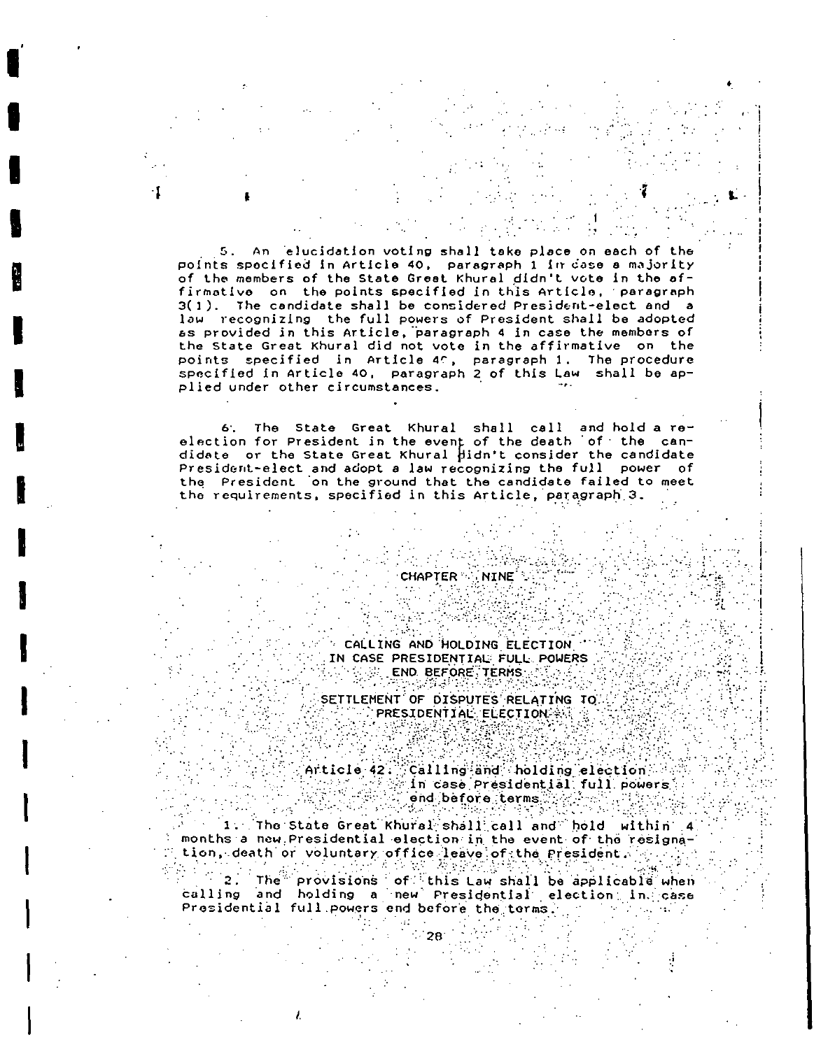5. An elucidation voting shall take place on each of the points specified in Article 40, paragraph 1 in case a majority of the members of the State Great Khural didn't vote in the affirmative on the points specified in this Article, paragraph 3(1). The candidate shall be considered President-elect and a law recognizing the full powers of President shall be adopted as provided in this Article, paragraph 4 in case the members of the State Great Khural did not vote in the affirmative on the points specified in Article 40, paragraph 1. The procedure specified in Article 40, paragraph 2 of this Law shall be applied under other circumstances.

6. The State Great Khural shall call and hold a re-election for President in the event of the death of the candidate or the State Great Khural didn't consider the candidate President-elect and adopt a law recognizing the full power of the President on the ground that the candidate failed to meet the requirements, specified in this Article, paragraph 3.

## CHAPTER NINE

## CALLING AND HOLDING ELECTION IN CASE PRESIDENTIAL FULL POWERS END BEFORE TERMS

## SETTLEMENT OF DISPUTES RELATING TO PRESIDENTIAL ELECTION

### Article 42. Calling and holding election in case Presidential full powers end before terms

1. The State Great Khural shall call and hold within 4 months a new Presidential election in the event of the resignation, death or voluntary office leave of the President.

2. The provisions of this Law shall be applicable when calling and holding a new Presidential election in case Presidential full powers end before the terms.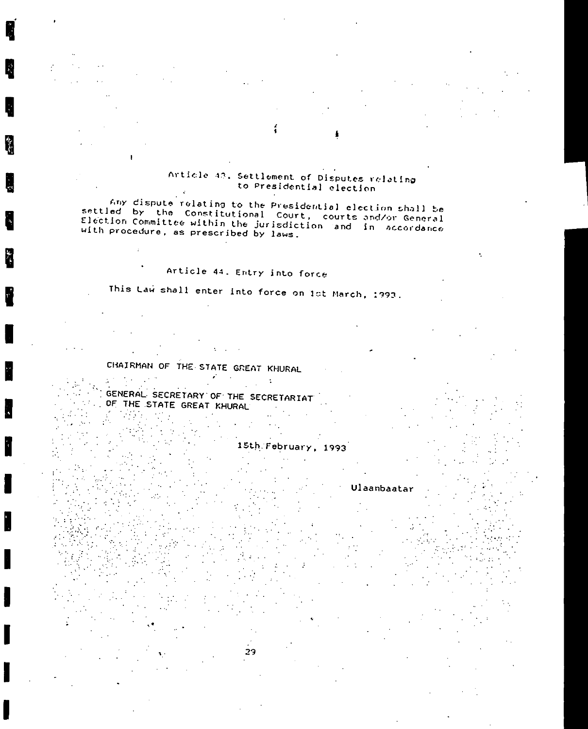### Article 43. Settlement of Disputes relating to Presidential election

Any dispute relating to the Presidential election shall be settled by the Constitutional Court, courts and/or General Election Committee within the jurisdiction and in accordance with procedure, as prescribed by laws.

### Article 44. Entry into force

This Law shall enter into force on 1st March, 1993.

CHAIRMAN OF THE STATE GREAT KHURAL

GENERAL SECRETARY OF THE SECRETARIAT OF THE STATE GREAT KHURAL

15th February, 1993

Ulaanbaatar